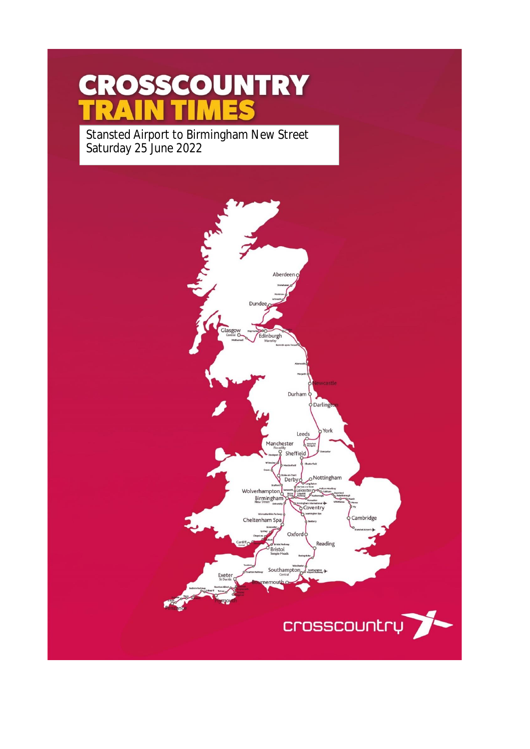# CROSSCOUNTRY TRAIN TIMES

Stansted Airport to Birmingham New Street
Saturday 25 June 2022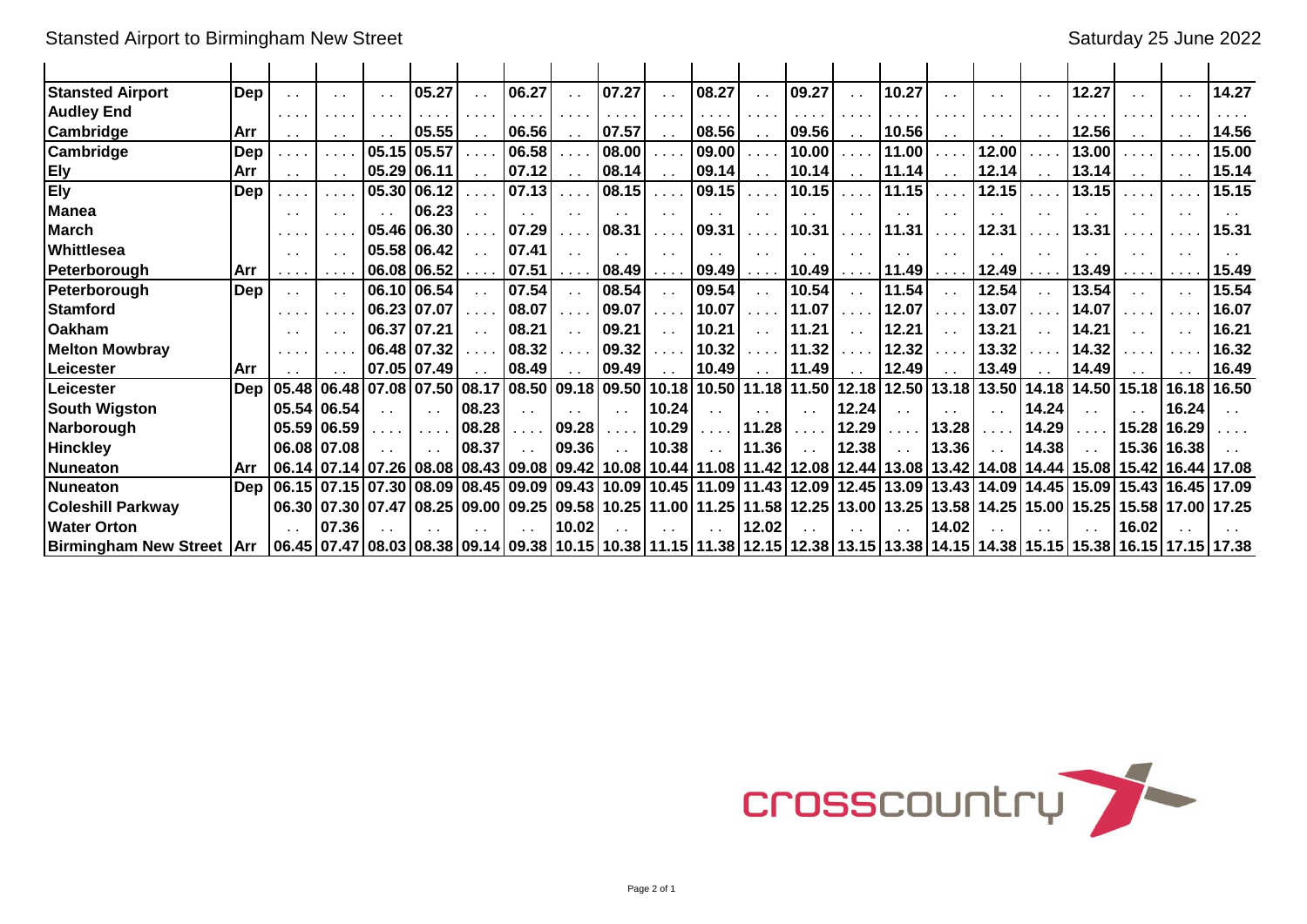# Stansted Airport to Birmingham New Street

Saturday 25 June 2022

| Station | | | | | | | | | | | | | | | | | | | | | | |
|---|---|---|---|---|---|---|---|---|---|---|---|---|---|---|---|---|---|---|---|---|---|---|
| **Stansted Airport** | **Dep** | | | | 05.27 | | 06.27 | | 07.27 | | 08.27 | | 09.27 | | 10.27 | | | | 12.27 | | | 14.27 |
| **Audley End** | | | | | | | | | | | | | | | | | | | | | | |
| **Cambridge** | **Arr** | | | | 05.55 | | 06.56 | | 07.57 | | 08.56 | | 09.56 | | 10.56 | | | | 12.56 | | | 14.56 |
| **Cambridge** | **Dep** | | | 05.15 | 05.57 | | 06.58 | | 08.00 | | 09.00 | | 10.00 | | 11.00 | | 12.00 | | 13.00 | | | 15.00 |
| **Ely** | **Arr** | | | 05.29 | 06.11 | | 07.12 | | 08.14 | | 09.14 | | 10.14 | | 11.14 | | 12.14 | | 13.14 | | | 15.14 |
| **Ely** | **Dep** | | | 05.30 | 06.12 | | 07.13 | | 08.15 | | 09.15 | | 10.15 | | 11.15 | | 12.15 | | 13.15 | | | 15.15 |
| **Manea** | | | | | 06.23 | | | | | | | | | | | | | | | | | |
| **March** | | | | 05.46 | 06.30 | | 07.29 | | 08.31 | | 09.31 | | 10.31 | | 11.31 | | 12.31 | | 13.31 | | | 15.31 |
| **Whittlesea** | | | | 05.58 | 06.42 | | 07.41 | | | | | | | | | | | | | | | |
| **Peterborough** | **Arr** | | | 06.08 | 06.52 | | 07.51 | | 08.49 | | 09.49 | | 10.49 | | 11.49 | | 12.49 | | 13.49 | | | 15.49 |
| **Peterborough** | **Dep** | | | 06.10 | 06.54 | | 07.54 | | 08.54 | | 09.54 | | 10.54 | | 11.54 | | 12.54 | | 13.54 | | | 15.54 |
| **Stamford** | | | | 06.23 | 07.07 | | 08.07 | | 09.07 | | 10.07 | | 11.07 | | 12.07 | | 13.07 | | 14.07 | | | 16.07 |
| **Oakham** | | | | 06.37 | 07.21 | | 08.21 | | 09.21 | | 10.21 | | 11.21 | | 12.21 | | 13.21 | | 14.21 | | | 16.21 |
| **Melton Mowbray** | | | | 06.48 | 07.32 | | 08.32 | | 09.32 | | 10.32 | | 11.32 | | 12.32 | | 13.32 | | 14.32 | | | 16.32 |
| **Leicester** | **Arr** | | | 07.05 | 07.49 | | 08.49 | | 09.49 | | 10.49 | | 11.49 | | 12.49 | | 13.49 | | 14.49 | | | 16.49 |
| **Leicester** | **Dep** | 05.48 | 06.48 | 07.08 | 07.50 | 08.17 | 08.50 | 09.18 | 09.50 | 10.18 | 10.50 | 11.18 | 11.50 | 12.18 | 12.50 | 13.18 | 13.50 | 14.18 | 14.50 | 15.18 | 16.18 | 16.50 |
| **South Wigston** | | 05.54 | 06.54 | | | 08.23 | | | | 10.24 | | | | 12.24 | | | | 14.24 | | | 16.24 | |
| **Narborough** | | 05.59 | 06.59 | | | 08.28 | | 09.28 | | 10.29 | | 11.28 | | 12.29 | | 13.28 | | 14.29 | | 15.28 | 16.29 | |
| **Hinckley** | | 06.08 | 07.08 | | | 08.37 | | 09.36 | | 10.38 | | 11.36 | | 12.38 | | 13.36 | | 14.38 | | 15.36 | 16.38 | |
| **Nuneaton** | **Arr** | 06.14 | 07.14 | 07.26 | 08.08 | 08.43 | 09.08 | 09.42 | 10.08 | 10.44 | 11.08 | 11.42 | 12.08 | 12.44 | 13.08 | 13.42 | 14.08 | 14.44 | 15.08 | 15.42 | 16.44 | 17.08 |
| **Nuneaton** | **Dep** | 06.15 | 07.15 | 07.30 | 08.09 | 08.45 | 09.09 | 09.43 | 10.09 | 10.45 | 11.09 | 11.43 | 12.09 | 12.45 | 13.09 | 13.43 | 14.09 | 14.45 | 15.09 | 15.43 | 16.45 | 17.09 |
| **Coleshill Parkway** | | 06.30 | 07.30 | 07.47 | 08.25 | 09.00 | 09.25 | 09.58 | 10.25 | 11.00 | 11.25 | 11.58 | 12.25 | 13.00 | 13.25 | 13.58 | 14.25 | 15.00 | 15.25 | 15.58 | 17.00 | 17.25 |
| **Water Orton** | | | 07.36 | | | | | 10.02 | | | | 12.02 | | | | 14.02 | | | | 16.02 | | |
| **Birmingham New Street** | **Arr** | 06.45 | 07.47 | 08.03 | 08.38 | 09.14 | 09.38 | 10.15 | 10.38 | 11.15 | 11.38 | 12.15 | 12.38 | 13.15 | 13.38 | 14.15 | 14.38 | 15.15 | 15.38 | 16.15 | 17.15 | 17.38 |

crosscountry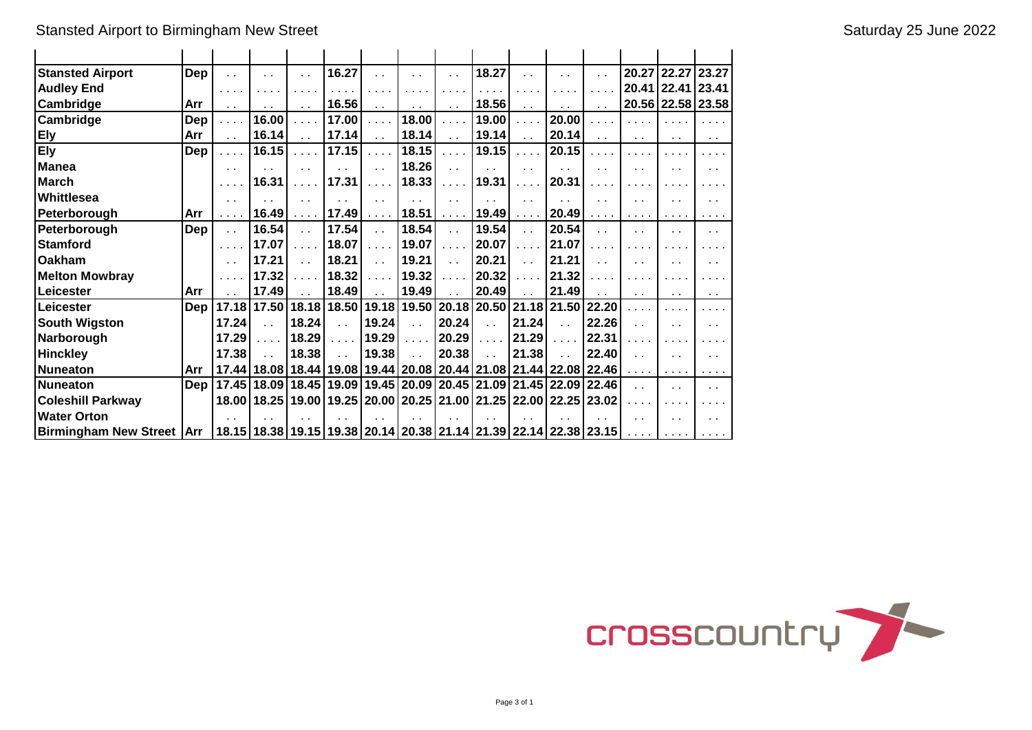Stansted Airport to Birmingham New Street

Saturday 25 June 2022

| | | | | | | | | | | | | | | | |
|---|---|---|---|---|---|---|---|---|---|---|---|---|---|---|---|
| **Stansted Airport** | **Dep** | . . | . . | . . | **16.27** | . . | . . | . . | **18.27** | . . | . . | . . | **20.27** | **22.27** | **23.27** |
| **Audley End** | | . . . . | . . . . | . . . . | . . . . | . . . . | . . . . | . . . . | . . . . | . . . . | . . . . | . . . . | **20.41** | **22.41** | **23.41** |
| **Cambridge** | **Arr** | . . | . . | . . | **16.56** | . . | . . | . . | **18.56** | . . | . . | . . | **20.56** | **22.58** | **23.58** |
| **Cambridge** | **Dep** | . . . . | **16.00** | . . . . | **17.00** | . . . . | **18.00** | . . . . | **19.00** | . . . . | **20.00** | . . . . | . . . . | . . . . | . . . . |
| **Ely** | **Arr** | . . | **16.14** | . . | **17.14** | . . | **18.14** | . . | **19.14** | . . | **20.14** | . . | . . | . . | . . |
| **Ely** | **Dep** | . . . . | **16.15** | . . . . | **17.15** | . . . . | **18.15** | . . . . | **19.15** | . . . . | **20.15** | . . . . | . . . . | . . . . | . . . . |
| **Manea** | | . . | . . | . . | . . | . . | **18.26** | . . | . . | . . | . . | . . | . . | . . | . . |
| **March** | | . . . . | **16.31** | . . . . | **17.31** | . . . . | **18.33** | . . . . | **19.31** | . . . . | **20.31** | . . . . | . . . . | . . . . | . . . . |
| **Whittlesea** | | . . | . . | . . | . . | . . | . . | . . | . . | . . | . . | . . | . . | . . | . . |
| **Peterborough** | **Arr** | . . . . | **16.49** | . . . . | **17.49** | . . . . | **18.51** | . . . . | **19.49** | . . . . | **20.49** | . . . . | . . . . | . . . . | . . . . |
| **Peterborough** | **Dep** | . . | **16.54** | . . | **17.54** | . . | **18.54** | . . | **19.54** | . . | **20.54** | . . | . . | . . | . . |
| **Stamford** | | . . . . | **17.07** | . . . . | **18.07** | . . . . | **19.07** | . . . . | **20.07** | . . . . | **21.07** | . . . . | . . . . | . . . . | . . . . |
| **Oakham** | | . . | **17.21** | . . | **18.21** | . . | **19.21** | . . | **20.21** | . . | **21.21** | . . | . . | . . | . . |
| **Melton Mowbray** | | . . . . | **17.32** | . . . . | **18.32** | . . . . | **19.32** | . . . . | **20.32** | . . . . | **21.32** | . . . . | . . . . | . . . . | . . . . |
| **Leicester** | **Arr** | . . | **17.49** | . . | **18.49** | . . | **19.49** | . . | **20.49** | . . | **21.49** | . . | . . | . . | . . |
| **Leicester** | **Dep** | **17.18** | **17.50** | **18.18** | **18.50** | **19.18** | **19.50** | **20.18** | **20.50** | **21.18** | **21.50** | **22.20** | . . . . | . . . . | . . . . |
| **South Wigston** | | **17.24** | . . | **18.24** | . . | **19.24** | . . | **20.24** | . . | **21.24** | . . | **22.26** | . . | . . | . . |
| **Narborough** | | **17.29** | . . . . | **18.29** | . . . . | **19.29** | . . . . | **20.29** | . . . . | **21.29** | . . . . | **22.31** | . . . . | . . . . | . . . . |
| **Hinckley** | | **17.38** | . . | **18.38** | . . | **19.38** | . . | **20.38** | . . | **21.38** | . . | **22.40** | . . | . . | . . |
| **Nuneaton** | **Arr** | **17.44** | **18.08** | **18.44** | **19.08** | **19.44** | **20.08** | **20.44** | **21.08** | **21.44** | **22.08** | **22.46** | . . . . | . . . . | . . . . |
| **Nuneaton** | **Dep** | **17.45** | **18.09** | **18.45** | **19.09** | **19.45** | **20.09** | **20.45** | **21.09** | **21.45** | **22.09** | **22.46** | . . | . . | . . |
| **Coleshill Parkway** | | **18.00** | **18.25** | **19.00** | **19.25** | **20.00** | **20.25** | **21.00** | **21.25** | **22.00** | **22.25** | **23.02** | . . . . | . . . . | . . . . |
| **Water Orton** | | . . | . . | . . | . . | . . | . . | . . | . . | . . | . . | . . | . . | . . | . . |
| **Birmingham New Street** | **Arr** | **18.15** | **18.38** | **19.15** | **19.38** | **20.14** | **20.38** | **21.14** | **21.39** | **22.14** | **22.38** | **23.15** | . . . . | . . . . | . . . . |

crosscountry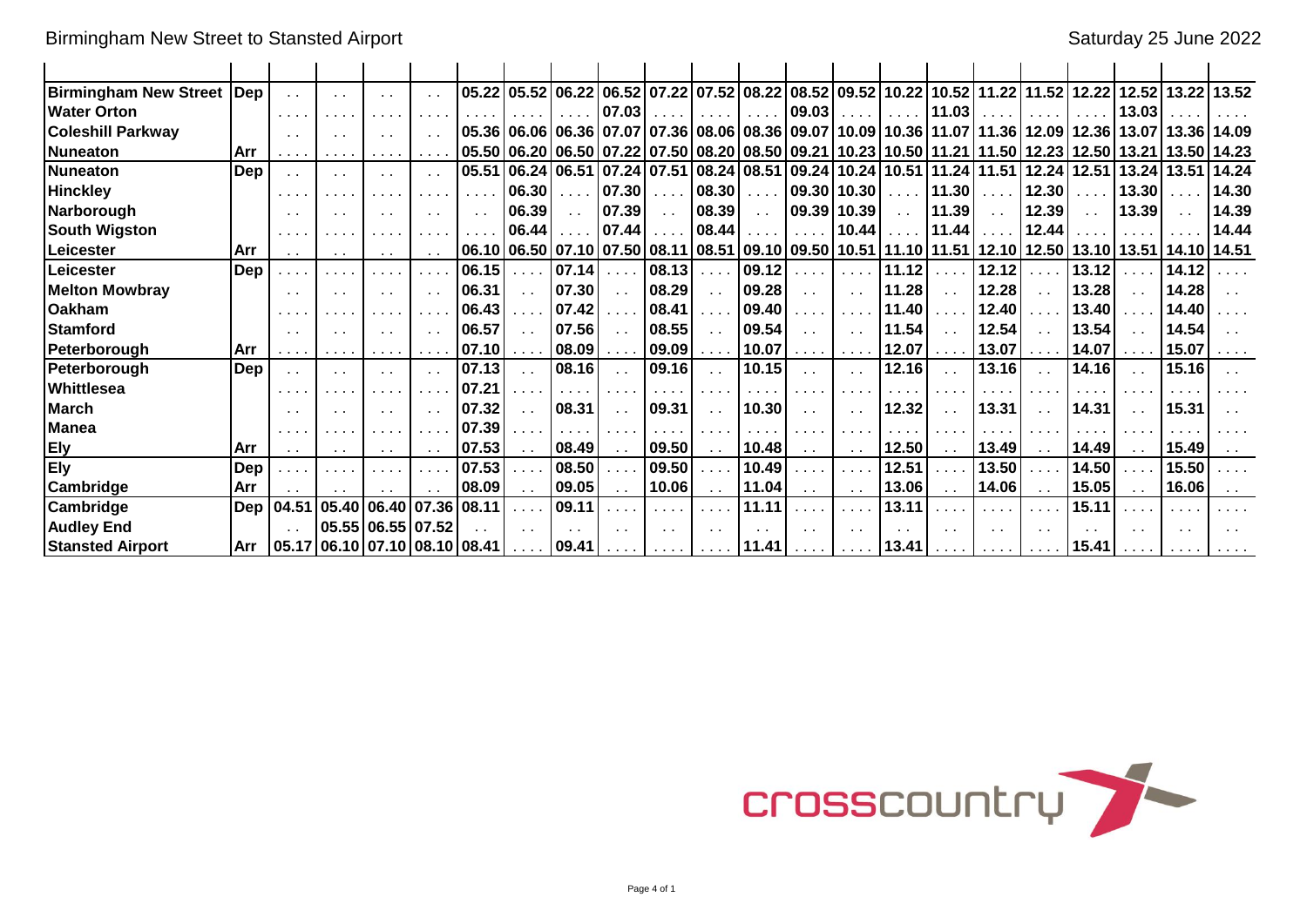# Birmingham New Street to Stansted Airport

Saturday 25 June 2022

| Birmingham New Street | Dep | . . | . . | . . | . . | 05.22 | 05.52 | 06.22 | 06.52 | 07.22 | 07.52 | 08.22 | 08.52 | 09.52 | 10.22 | 10.52 | 11.22 | 11.52 | 12.22 | 12.52 | 13.22 | 13.52 |
|---|---|---|---|---|---|---|---|---|---|---|---|---|---|---|---|---|---|---|---|---|---|---|
| Water Orton | | . . . . | . . . . | . . . . | . . . . | . . . . | . . . . | . . . . | 07.03 | . . . . | . . . . | . . . . | 09.03 | . . . . | . . . . | 11.03 | . . . . | . . . . | . . . . | 13.03 | . . . . | . . . . |
| Coleshill Parkway | | . . | . . | . . | . . | 05.36 | 06.06 | 06.36 | 07.07 | 07.36 | 08.06 | 08.36 | 09.07 | 10.09 | 10.36 | 11.07 | 11.36 | 12.09 | 12.36 | 13.07 | 13.36 | 14.09 |
| Nuneaton | Arr | . . . . | . . . . | . . . . | . . . . | 05.50 | 06.20 | 06.50 | 07.22 | 07.50 | 08.20 | 08.50 | 09.21 | 10.23 | 10.50 | 11.21 | 11.50 | 12.23 | 12.50 | 13.21 | 13.50 | 14.23 |
| Nuneaton | Dep | . . | . . | . . | . . | 05.51 | 06.24 | 06.51 | 07.24 | 07.51 | 08.24 | 08.51 | 09.24 | 10.24 | 10.51 | 11.24 | 11.51 | 12.24 | 12.51 | 13.24 | 13.51 | 14.24 |
| Hinckley | | . . . . | . . . . | . . . . | . . . . | . . . . | 06.30 | . . . . | 07.30 | . . . . | 08.30 | . . . . | 09.30 | 10.30 | . . . . | 11.30 | . . . . | 12.30 | . . . . | 13.30 | . . . . | 14.30 |
| Narborough | | . . | . . | . . | . . | . . | 06.39 | . . | 07.39 | . . | 08.39 | . . | 09.39 | 10.39 | . . | 11.39 | . . | 12.39 | . . | 13.39 | . . | 14.39 |
| South Wigston | | . . . . | . . . . | . . . . | . . . . | . . . . | 06.44 | . . . . | 07.44 | . . . . | 08.44 | . . . . | . . . . | 10.44 | . . . . | 11.44 | . . . . | 12.44 | . . . . | . . . . | . . . . | 14.44 |
| Leicester | Arr | . . | . . | . . | . . | 06.10 | 06.50 | 07.10 | 07.50 | 08.11 | 08.51 | 09.10 | 09.50 | 10.51 | 11.10 | 11.51 | 12.10 | 12.50 | 13.10 | 13.51 | 14.10 | 14.51 |
| Leicester | Dep | . . . . | . . . . | . . . . | . . . . | 06.15 | . . . . | 07.14 | . . . . | 08.13 | . . . . | 09.12 | . . . . | . . . . | 11.12 | . . . . | 12.12 | . . . . | 13.12 | . . . . | 14.12 | . . . . |
| Melton Mowbray | | . . | . . | . . | . . | 06.31 | . . | 07.30 | . . | 08.29 | . . | 09.28 | . . | . . | 11.28 | . . | 12.28 | . . | 13.28 | . . | 14.28 | . . |
| Oakham | | . . . . | . . . . | . . . . | . . . . | 06.43 | . . . . | 07.42 | . . . . | 08.41 | . . . . | 09.40 | . . . . | . . . . | 11.40 | . . . . | 12.40 | . . . . | 13.40 | . . . . | 14.40 | . . . . |
| Stamford | | . . | . . | . . | . . | 06.57 | . . | 07.56 | . . | 08.55 | . . | 09.54 | . . | . . | 11.54 | . . | 12.54 | . . | 13.54 | . . | 14.54 | . . |
| Peterborough | Arr | . . . . | . . . . | . . . . | . . . . | 07.10 | . . . . | 08.09 | . . . . | 09.09 | . . . . | 10.07 | . . . . | . . . . | 12.07 | . . . . | 13.07 | . . . . | 14.07 | . . . . | 15.07 | . . . . |
| Peterborough | Dep | . . | . . | . . | . . | 07.13 | . . | 08.16 | . . | 09.16 | . . | 10.15 | . . | . . | 12.16 | . . | 13.16 | . . | 14.16 | . . | 15.16 | . . |
| Whittlesea | | . . . . | . . . . | . . . . | . . . . | 07.21 | . . . . | . . . . | . . . . | . . . . | . . . . | . . . . | . . . . | . . . . | . . . . | . . . . | . . . . | . . . . | . . . . | . . . . | . . . . | . . . . |
| March | | . . | . . | . . | . . | 07.32 | . . | 08.31 | . . | 09.31 | . . | 10.30 | . . | . . | 12.32 | . . | 13.31 | . . | 14.31 | . . | 15.31 | . . |
| Manea | | . . . . | . . . . | . . . . | . . . . | 07.39 | . . . . | . . . . | . . . . | . . . . | . . . . | . . . . | . . . . | . . . . | . . . . | . . . . | . . . . | . . . . | . . . . | . . . . | . . . . | . . . . |
| Ely | Arr | . . | . . | . . | . . | 07.53 | . . | 08.49 | . . | 09.50 | . . | 10.48 | . . | . . | 12.50 | . . | 13.49 | . . | 14.49 | . . | 15.49 | . . |
| Ely | Dep | . . . . | . . . . | . . . . | . . . . | 07.53 | . . . . | 08.50 | . . . . | 09.50 | . . . . | 10.49 | . . . . | . . . . | 12.51 | . . . . | 13.50 | . . . . | 14.50 | . . . . | 15.50 | . . . . |
| Cambridge | Arr | . . | . . | . . | . . | 08.09 | . . | 09.05 | . . | 10.06 | . . | 11.04 | . . | . . | 13.06 | . . | 14.06 | . . | 15.05 | . . | 16.06 | . . |
| Cambridge | Dep | 04.51 | 05.40 | 06.40 | 07.36 | 08.11 | . . . . | 09.11 | . . . . | . . . . | . . . . | 11.11 | . . . . | . . . . | 13.11 | . . . . | . . . . | . . . . | 15.11 | . . . . | . . . . | . . . . |
| Audley End | | . . | 05.55 | 06.55 | 07.52 | . . | . . | . . | . . | . . | . . | . . | . . | . . | . . | . . | . . | . . | . . | . . | . . | . . |
| Stansted Airport | Arr | 05.17 | 06.10 | 07.10 | 08.10 | 08.41 | . . . . | 09.41 | . . . . | . . . . | . . . . | 11.41 | . . . . | . . . . | 13.41 | . . . . | . . . . | . . . . | 15.41 | . . . . | . . . . | . . . . |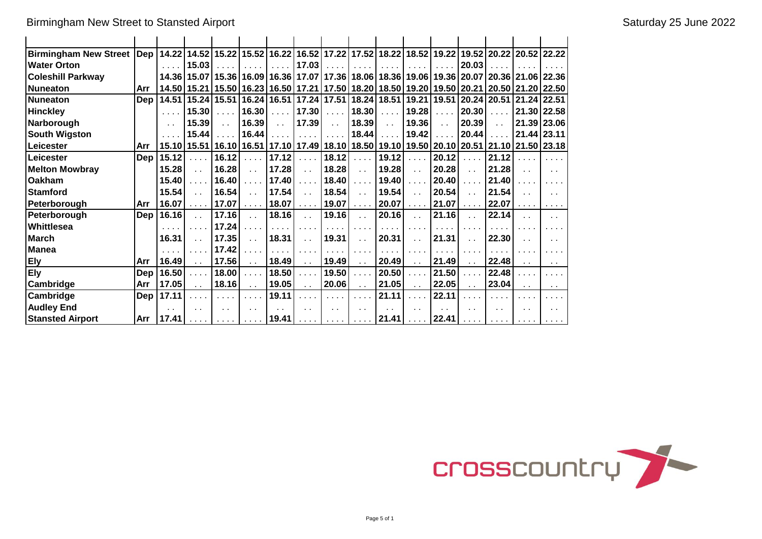Birmingham New Street to Stansted Airport

Saturday 25 June 2022

| | | | | | | | | | | | | | | | | |
|---|---|---|---|---|---|---|---|---|---|---|---|---|---|---|---|---|
| **Birmingham New Street** | **Dep** | **14.22** | **14.52** | **15.22** | **15.52** | **16.22** | **16.52** | **17.22** | **17.52** | **18.22** | **18.52** | **19.22** | **19.52** | **20.22** | **20.52** | **22.22** |
| **Water Orton** | | .... | **15.03** | .... | .... | .... | **17.03** | .... | .... | .... | .... | .... | **20.03** | .... | .... | .... |
| **Coleshill Parkway** | | **14.36** | **15.07** | **15.36** | **16.09** | **16.36** | **17.07** | **17.36** | **18.06** | **18.36** | **19.06** | **19.36** | **20.07** | **20.36** | **21.06** | **22.36** |
| **Nuneaton** | **Arr** | **14.50** | **15.21** | **15.50** | **16.23** | **16.50** | **17.21** | **17.50** | **18.20** | **18.50** | **19.20** | **19.50** | **20.21** | **20.50** | **21.20** | **22.50** |
| **Nuneaton** | **Dep** | **14.51** | **15.24** | **15.51** | **16.24** | **16.51** | **17.24** | **17.51** | **18.24** | **18.51** | **19.21** | **19.51** | **20.24** | **20.51** | **21.24** | **22.51** |
| **Hinckley** | | .... | **15.30** | .... | **16.30** | .... | **17.30** | .... | **18.30** | .... | **19.28** | .... | **20.30** | .... | **21.30** | **22.58** |
| **Narborough** | | .. | **15.39** | .. | **16.39** | .. | **17.39** | .. | **18.39** | .. | **19.36** | .. | **20.39** | .. | **21.39** | **23.06** |
| **South Wigston** | | .... | **15.44** | .... | **16.44** | .... | .... | .... | **18.44** | .... | **19.42** | .... | **20.44** | .... | **21.44** | **23.11** |
| **Leicester** | **Arr** | **15.10** | **15.51** | **16.10** | **16.51** | **17.10** | **17.49** | **18.10** | **18.50** | **19.10** | **19.50** | **20.10** | **20.51** | **21.10** | **21.50** | **23.18** |
| **Leicester** | **Dep** | **15.12** | .... | **16.12** | .... | **17.12** | .... | **18.12** | .... | **19.12** | .... | **20.12** | .... | **21.12** | .... | .... |
| **Melton Mowbray** | | **15.28** | .. | **16.28** | .. | **17.28** | .. | **18.28** | .. | **19.28** | .. | **20.28** | .. | **21.28** | .. | .. |
| **Oakham** | | **15.40** | .... | **16.40** | .... | **17.40** | .... | **18.40** | .... | **19.40** | .... | **20.40** | .... | **21.40** | .... | .... |
| **Stamford** | | **15.54** | .. | **16.54** | .. | **17.54** | .. | **18.54** | .. | **19.54** | .. | **20.54** | .. | **21.54** | .. | .. |
| **Peterborough** | **Arr** | **16.07** | .... | **17.07** | .... | **18.07** | .... | **19.07** | .... | **20.07** | .... | **21.07** | .... | **22.07** | .... | .... |
| **Peterborough** | **Dep** | **16.16** | .. | **17.16** | .. | **18.16** | .. | **19.16** | .. | **20.16** | .. | **21.16** | .. | **22.14** | .. | .. |
| **Whittlesea** | | .... | .... | **17.24** | .... | .... | .... | .... | .... | .... | .... | .... | .... | .... | .... | .... |
| **March** | | **16.31** | .. | **17.35** | .. | **18.31** | .. | **19.31** | .. | **20.31** | .. | **21.31** | .. | **22.30** | .. | .. |
| **Manea** | | .... | .... | **17.42** | .... | .... | .... | .... | .... | .... | .... | .... | .... | .... | .... | .... |
| **Ely** | **Arr** | **16.49** | .. | **17.56** | .. | **18.49** | .. | **19.49** | .. | **20.49** | .. | **21.49** | .. | **22.48** | .. | .. |
| **Ely** | **Dep** | **16.50** | .... | **18.00** | .... | **18.50** | .... | **19.50** | .... | **20.50** | .... | **21.50** | .... | **22.48** | .... | .... |
| **Cambridge** | **Arr** | **17.05** | .. | **18.16** | .. | **19.05** | .. | **20.06** | .. | **21.05** | .. | **22.05** | .. | **23.04** | .. | .. |
| **Cambridge** | **Dep** | **17.11** | .... | .... | .... | **19.11** | .... | .... | .... | **21.11** | .... | **22.11** | .... | .... | .... | .... |
| **Audley End** | | .. | .. | .. | .. | .. | .. | .. | .. | .. | .. | .. | .. | .. | .. | .. |
| **Stansted Airport** | **Arr** | **17.41** | .... | .... | .... | **19.41** | .... | .... | .... | **21.41** | .... | **22.41** | .... | .... | .... | .... |

crosscountry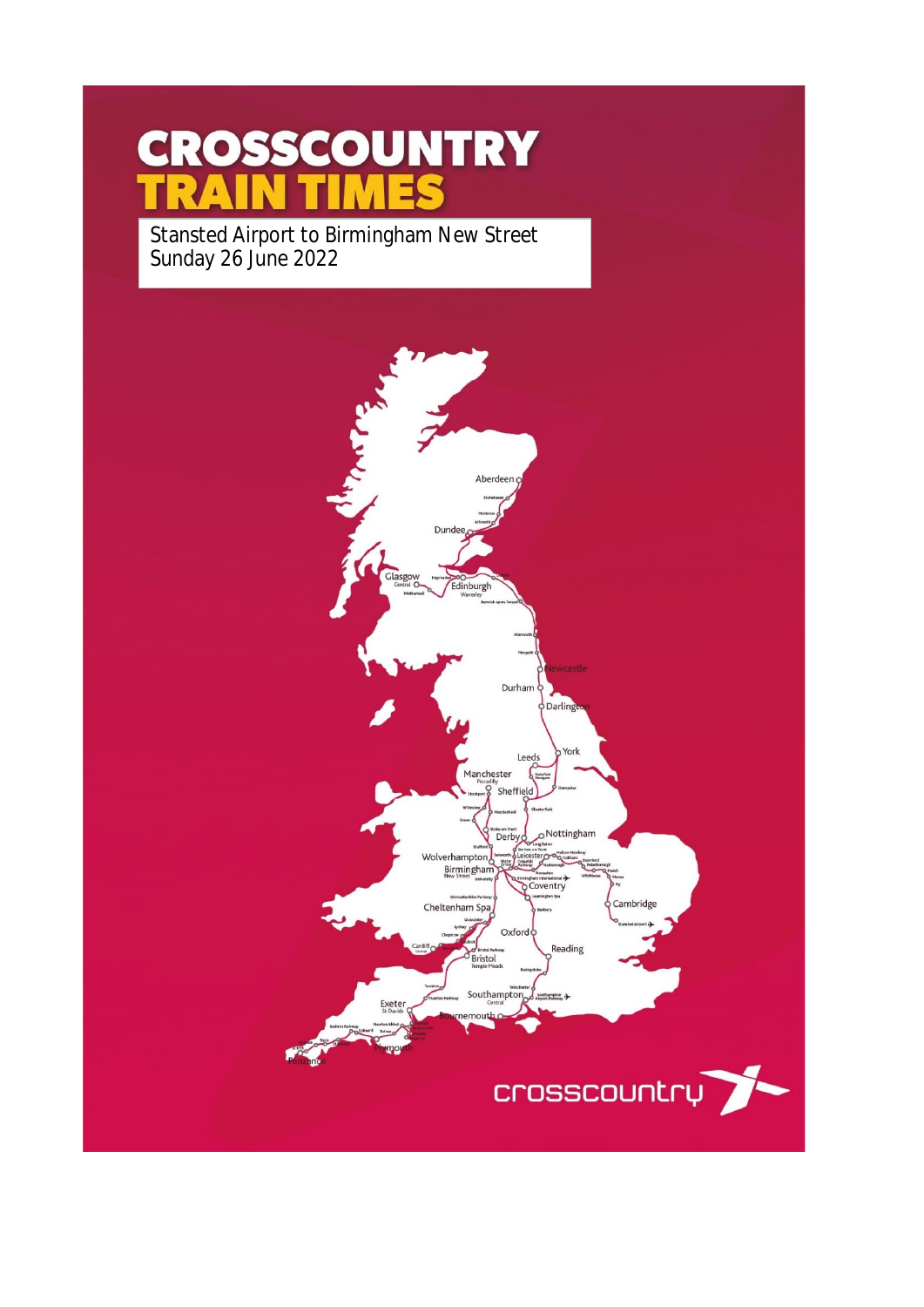# CROSSCOUNTRY
# TRAIN TIMES

Stansted Airport to Birmingham New Street
Sunday 26 June 2022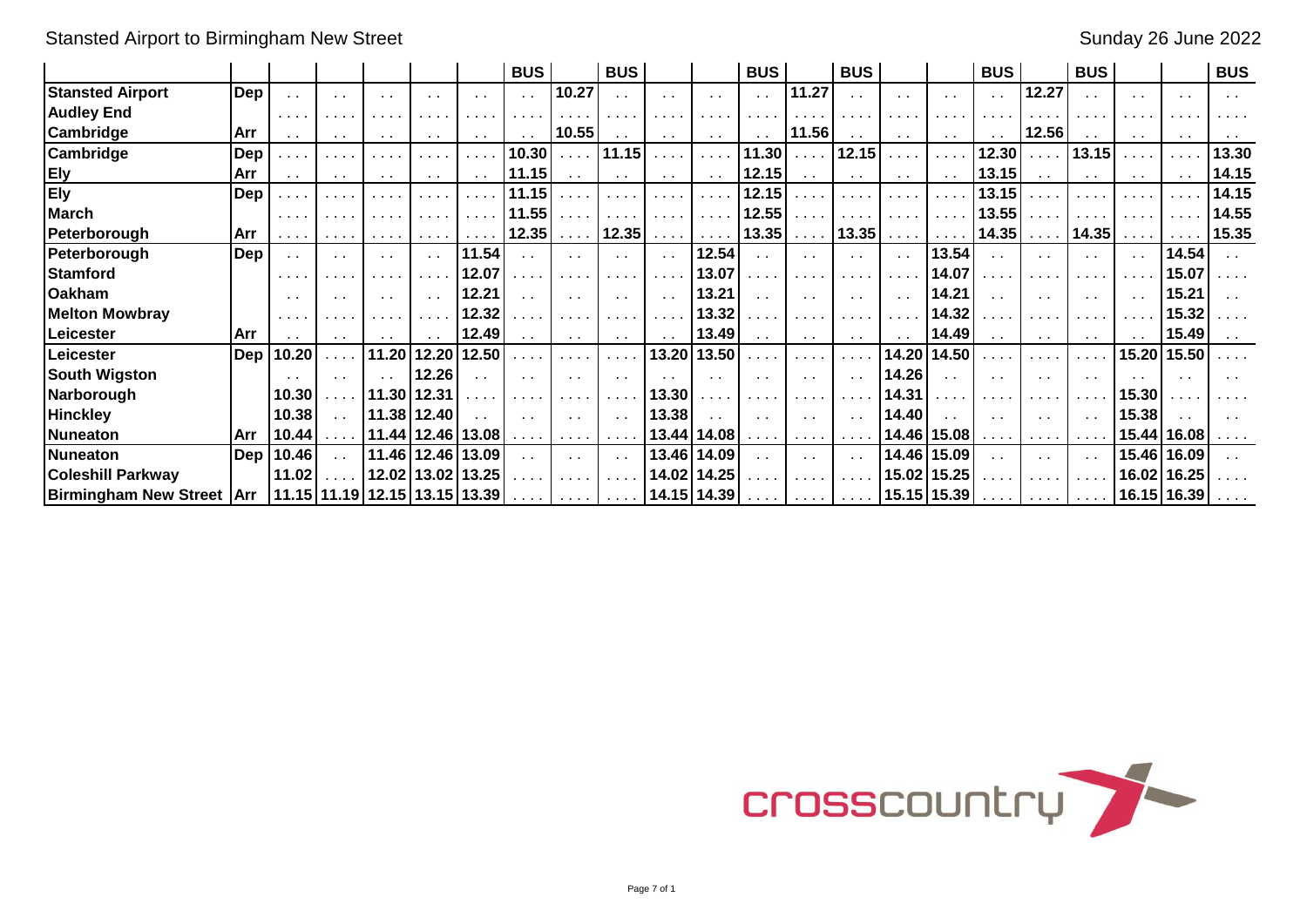Stansted Airport to Birmingham New Street

Sunday 26 June 2022

| | | | | | | | BUS | | BUS | | | BUS | | BUS | | | BUS | | BUS | | | BUS |
|---|---|---|---|---|---|---|---|---|---|---|---|---|---|---|---|---|---|---|---|---|---|---|
| **Stansted Airport** | **Dep** | | | | | | | 10.27 | | | | | 11.27 | | | | | 12.27 | | | | |
| **Audley End** | | | | | | | | | | | | | | | | | | | | | | |
| **Cambridge** | **Arr** | | | | | | | 10.55 | | | | | 11.56 | | | | | 12.56 | | | | |
| **Cambridge** | **Dep** | | | | | | 10.30 | | 11.15 | | | 11.30 | | 12.15 | | | 12.30 | | 13.15 | | | 13.30 |
| **Ely** | **Arr** | | | | | | 11.15 | | | | | 12.15 | | | | | 13.15 | | | | | 14.15 |
| **Ely** | **Dep** | | | | | | 11.15 | | | | | 12.15 | | | | | 13.15 | | | | | 14.15 |
| **March** | | | | | | | 11.55 | | | | | 12.55 | | | | | 13.55 | | | | | 14.55 |
| **Peterborough** | **Arr** | | | | | | 12.35 | | 12.35 | | | 13.35 | | 13.35 | | | 14.35 | | 14.35 | | | 15.35 |
| **Peterborough** | **Dep** | | | | | 11.54 | | | | | 12.54 | | | | | 13.54 | | | | | 14.54 | |
| **Stamford** | | | | | | 12.07 | | | | | 13.07 | | | | | 14.07 | | | | | 15.07 | |
| **Oakham** | | | | | | 12.21 | | | | | 13.21 | | | | | 14.21 | | | | | 15.21 | |
| **Melton Mowbray** | | | | | | 12.32 | | | | | 13.32 | | | | | 14.32 | | | | | 15.32 | |
| **Leicester** | **Arr** | | | | | 12.49 | | | | | 13.49 | | | | | 14.49 | | | | | 15.49 | |
| **Leicester** | **Dep** | 10.20 | | 11.20 | 12.20 | 12.50 | | | | 13.20 | 13.50 | | | | 14.20 | 14.50 | | | | 15.20 | 15.50 | |
| **South Wigston** | | | | | 12.26 | | | | | | | | | | 14.26 | | | | | | | |
| **Narborough** | | 10.30 | | 11.30 | 12.31 | | | | | 13.30 | | | | | 14.31 | | | | | 15.30 | | |
| **Hinckley** | | 10.38 | | 11.38 | 12.40 | | | | | 13.38 | | | | | 14.40 | | | | | 15.38 | | |
| **Nuneaton** | **Arr** | 10.44 | | 11.44 | 12.46 | 13.08 | | | | 13.44 | 14.08 | | | | 14.46 | 15.08 | | | | 15.44 | 16.08 | |
| **Nuneaton** | **Dep** | 10.46 | | 11.46 | 12.46 | 13.09 | | | | 13.46 | 14.09 | | | | 14.46 | 15.09 | | | | 15.46 | 16.09 | |
| **Coleshill Parkway** | | 11.02 | | 12.02 | 13.02 | 13.25 | | | | 14.02 | 14.25 | | | | 15.02 | 15.25 | | | | 16.02 | 16.25 | |
| **Birmingham New Street** | **Arr** | 11.15 | 11.19 | 12.15 | 13.15 | 13.39 | | | | 14.15 | 14.39 | | | | 15.15 | 15.39 | | | | 16.15 | 16.39 | |

crosscountry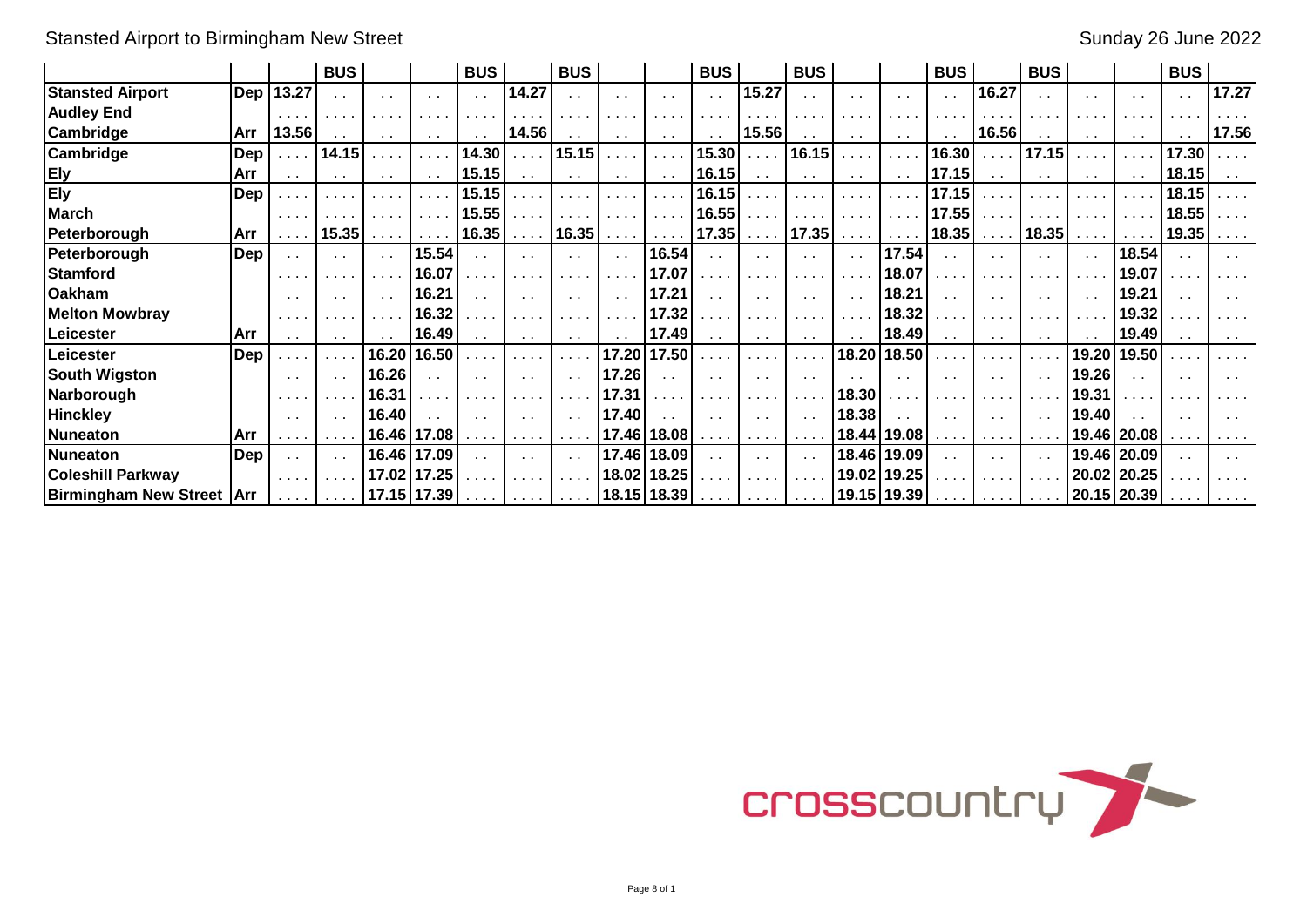## Stansted Airport to Birmingham New Street

Sunday 26 June 2022

| | | | BUS | | | BUS | | BUS | | | BUS | | BUS | | | BUS | | BUS | | | BUS | |
|---|---|---|---|---|---|---|---|---|---|---|---|---|---|---|---|---|---|---|---|---|---|---|
| **Stansted Airport** | Dep | 13.27 | .. | .. | .. | .. | 14.27 | .. | .. | .. | .. | 15.27 | .. | .. | .. | .. | 16.27 | .. | .. | .. | .. | 17.27 |
| **Audley End** | | .... | .... | .... | .... | .... | .... | .... | .... | .... | .... | .... | .... | .... | .... | .... | .... | .... | .... | .... | .... | .... |
| **Cambridge** | Arr | 13.56 | .. | .. | .. | .. | 14.56 | .. | .. | .. | .. | 15.56 | .. | .. | .. | .. | 16.56 | .. | .. | .. | .. | 17.56 |
| **Cambridge** | Dep | .... | 14.15 | .... | .... | 14.30 | .... | 15.15 | .... | .... | 15.30 | .... | 16.15 | .... | .... | 16.30 | .... | 17.15 | .... | .... | 17.30 | .... |
| **Ely** | Arr | .. | .. | .. | .. | 15.15 | .. | .. | .. | .. | 16.15 | .. | .. | .. | .. | 17.15 | .. | .. | .. | .. | 18.15 | .. |
| **Ely** | Dep | .... | .... | .... | .... | 15.15 | .... | .... | .... | .... | 16.15 | .... | .... | .... | .... | 17.15 | .... | .... | .... | .... | 18.15 | .... |
| **March** | | .... | .... | .... | .... | 15.55 | .... | .... | .... | .... | 16.55 | .... | .... | .... | .... | 17.55 | .... | .... | .... | .... | 18.55 | .... |
| **Peterborough** | Arr | .... | 15.35 | .... | .... | 16.35 | .... | 16.35 | .... | .... | 17.35 | .... | 17.35 | .... | .... | 18.35 | .... | 18.35 | .... | .... | 19.35 | .... |
| **Peterborough** | Dep | .. | .. | .. | 15.54 | .. | .. | .. | .. | 16.54 | .. | .. | .. | .. | 17.54 | .. | .. | .. | .. | 18.54 | .. | .. |
| **Stamford** | | .... | .... | .... | 16.07 | .... | .... | .... | .... | 17.07 | .... | .... | .... | .... | 18.07 | .... | .... | .... | .... | 19.07 | .... | .... |
| **Oakham** | | .. | .. | .. | 16.21 | .. | .. | .. | .. | 17.21 | .. | .. | .. | .. | 18.21 | .. | .. | .. | .. | 19.21 | .. | .. |
| **Melton Mowbray** | | .... | .... | .... | 16.32 | .... | .... | .... | .... | 17.32 | .... | .... | .... | .... | 18.32 | .... | .... | .... | .... | 19.32 | .... | .... |
| **Leicester** | Arr | .. | .. | .. | 16.49 | .. | .. | .. | .. | 17.49 | .. | .. | .. | .. | 18.49 | .. | .. | .. | .. | 19.49 | .. | .. |
| **Leicester** | Dep | .... | .... | 16.20 | 16.50 | .... | .... | .... | 17.20 | 17.50 | .... | .... | .... | 18.20 | 18.50 | .... | .... | .... | 19.20 | 19.50 | .... | .... |
| **South Wigston** | | .. | .. | 16.26 | .. | .. | .. | .. | 17.26 | .. | .. | .. | .. | .. | .. | .. | .. | .. | 19.26 | .. | .. | .. |
| **Narborough** | | .... | .... | 16.31 | .... | .... | .... | .... | 17.31 | .... | .... | .... | .... | 18.30 | .... | .... | .... | .... | 19.31 | .... | .... | .... |
| **Hinckley** | | .. | .. | 16.40 | .. | .. | .. | .. | 17.40 | .. | .. | .. | .. | 18.38 | .. | .. | .. | .. | 19.40 | .. | .. | .. |
| **Nuneaton** | Arr | .... | .... | 16.46 | 17.08 | .... | .... | .... | 17.46 | 18.08 | .... | .... | .... | 18.44 | 19.08 | .... | .... | .... | 19.46 | 20.08 | .... | .... |
| **Nuneaton** | Dep | .. | .. | 16.46 | 17.09 | .. | .. | .. | 17.46 | 18.09 | .. | .. | .. | 18.46 | 19.09 | .. | .. | .. | 19.46 | 20.09 | .. | .. |
| **Coleshill Parkway** | | .... | .... | 17.02 | 17.25 | .... | .... | .... | 18.02 | 18.25 | .... | .... | .... | 19.02 | 19.25 | .... | .... | .... | 20.02 | 20.25 | .... | .... |
| **Birmingham New Street** | Arr | .... | .... | 17.15 | 17.39 | .... | .... | .... | 18.15 | 18.39 | .... | .... | .... | 19.15 | 19.39 | .... | .... | .... | 20.15 | 20.39 | .... | .... |

crosscountry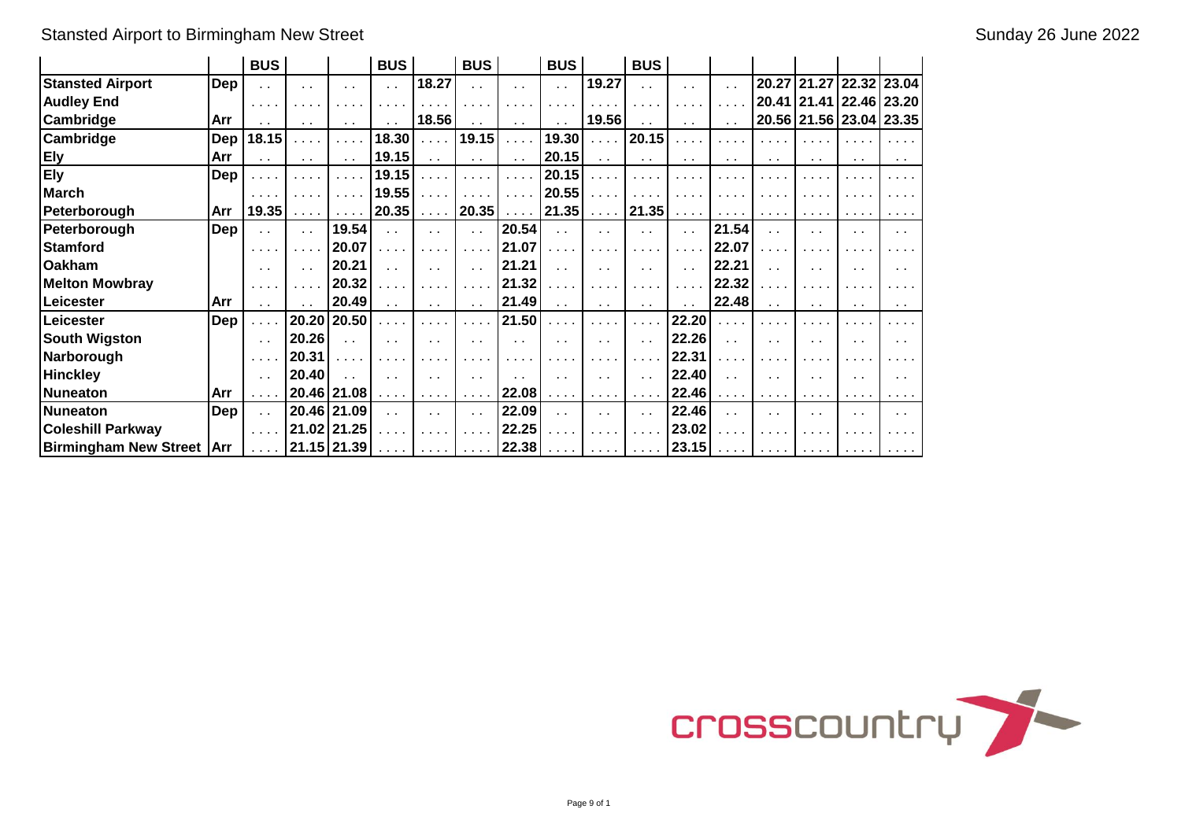Stansted Airport to Birmingham New Street

Sunday 26 June 2022

| | | BUS | | | BUS | | BUS | | BUS | | BUS | | | | | | |
|---|---|---|---|---|---|---|---|---|---|---|---|---|---|---|---|---|---|
| **Stansted Airport** | Dep | . . | . . | . . | . . | 18.27 | . . | . . | . . | 19.27 | . . | . . | . . | 20.27 | 21.27 | 22.32 | 23.04 |
| **Audley End** | | . . . . | . . . . | . . . . | . . . . | . . . . | . . . . | . . . . | . . . . | . . . . | . . . . | . . . . | . . . . | 20.41 | 21.41 | 22.46 | 23.20 |
| **Cambridge** | Arr | . . | . . | . . | . . | 18.56 | . . | . . | . . | 19.56 | . . | . . | . . | 20.56 | 21.56 | 23.04 | 23.35 |
| **Cambridge** | Dep | 18.15 | . . . . | . . . . | 18.30 | . . . . | 19.15 | . . . . | 19.30 | . . . . | 20.15 | . . . . | . . . . | . . . . | . . . . | . . . . | . . . . |
| **Ely** | Arr | . . | . . | . . | 19.15 | . . | . . | . . | 20.15 | . . | . . | . . | . . | . . | . . | . . | . . |
| **Ely** | Dep | . . . . | . . . . | . . . . | 19.15 | . . . . | . . . . | . . . . | 20.15 | . . . . | . . . . | . . . . | . . . . | . . . . | . . . . | . . . . | . . . . |
| **March** | | . . . . | . . . . | . . . . | 19.55 | . . . . | . . . . | . . . . | 20.55 | . . . . | . . . . | . . . . | . . . . | . . . . | . . . . | . . . . | . . . . |
| **Peterborough** | Arr | 19.35 | . . . . | . . . . | 20.35 | . . . . | 20.35 | . . . . | 21.35 | . . . . | 21.35 | . . . . | . . . . | . . . . | . . . . | . . . . | . . . . |
| **Peterborough** | Dep | . . | . . | 19.54 | . . | . . | . . | 20.54 | . . | . . | . . | . . | 21.54 | . . | . . | . . | . . |
| **Stamford** | | . . . . | . . . . | 20.07 | . . . . | . . . . | . . . . | 21.07 | . . . . | . . . . | . . . . | . . . . | 22.07 | . . . . | . . . . | . . . . | . . . . |
| **Oakham** | | . . | . . | 20.21 | . . | . . | . . | 21.21 | . . | . . | . . | . . | 22.21 | . . | . . | . . | . . |
| **Melton Mowbray** | | . . . . | . . . . | 20.32 | . . . . | . . . . | . . . . | 21.32 | . . . . | . . . . | . . . . | . . . . | 22.32 | . . . . | . . . . | . . . . | . . . . |
| **Leicester** | Arr | . . | . . | 20.49 | . . | . . | . . | 21.49 | . . | . . | . . | . . | 22.48 | . . | . . | . . | . . |
| **Leicester** | Dep | . . . . | 20.20 | 20.50 | . . . . | . . . . | . . . . | 21.50 | . . . . | . . . . | . . . . | 22.20 | . . . . | . . . . | . . . . | . . . . | . . . . |
| **South Wigston** | | . . | 20.26 | . . | . . | . . | . . | . . | . . | . . | . . | 22.26 | . . | . . | . . | . . | . . |
| **Narborough** | | . . . . | 20.31 | . . . . | . . . . | . . . . | . . . . | . . . . | . . . . | . . . . | . . . . | 22.31 | . . . . | . . . . | . . . . | . . . . | . . . . |
| **Hinckley** | | . . | 20.40 | . . | . . | . . | . . | . . | . . | . . | . . | 22.40 | . . | . . | . . | . . | . . |
| **Nuneaton** | Arr | . . . . | 20.46 | 21.08 | . . . . | . . . . | . . . . | 22.08 | . . . . | . . . . | . . . . | 22.46 | . . . . | . . . . | . . . . | . . . . | . . . . |
| **Nuneaton** | Dep | . . | 20.46 | 21.09 | . . | . . | . . | 22.09 | . . | . . | . . | 22.46 | . . | . . | . . | . . | . . |
| **Coleshill Parkway** | | . . . . | 21.02 | 21.25 | . . . . | . . . . | . . . . | 22.25 | . . . . | . . . . | . . . . | 23.02 | . . . . | . . . . | . . . . | . . . . | . . . . |
| **Birmingham New Street** | Arr | . . . . | 21.15 | 21.39 | . . . . | . . . . | . . . . | 22.38 | . . . . | . . . . | . . . . | 23.15 | . . . . | . . . . | . . . . | . . . . | . . . . |

crosscountry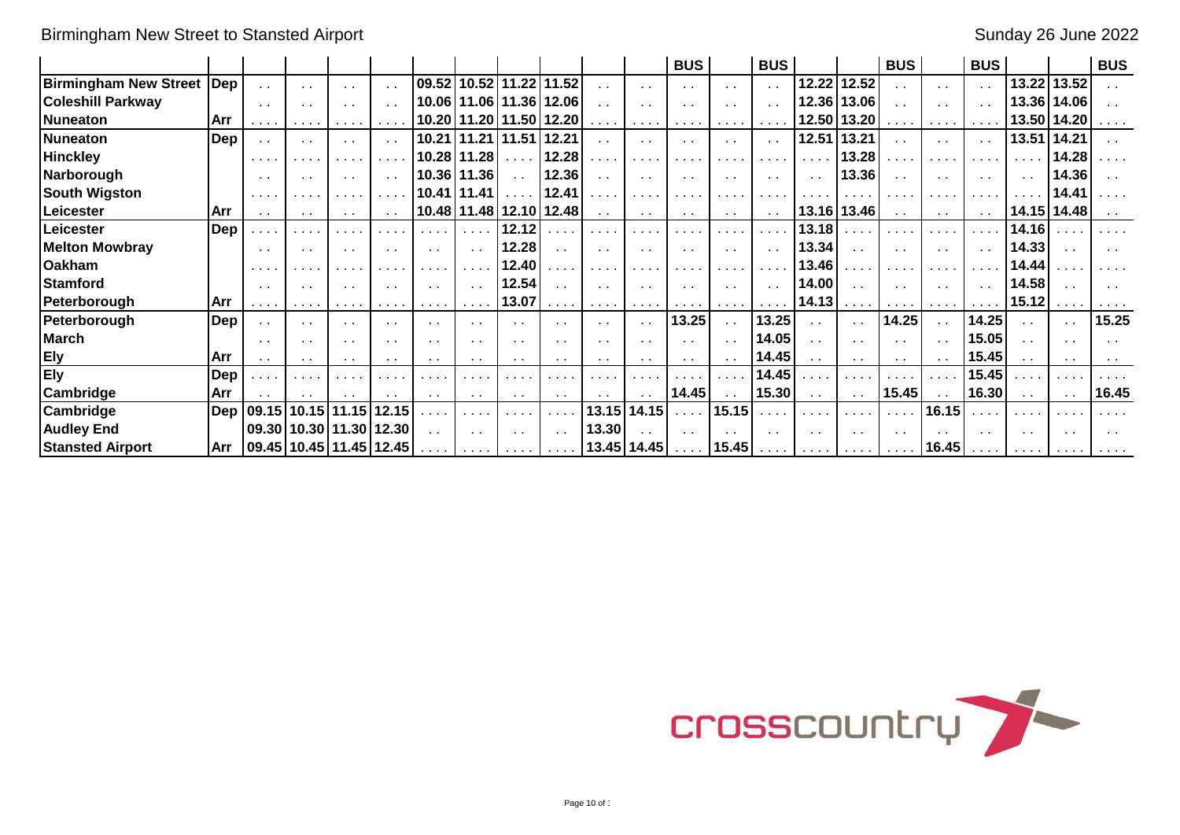Birmingham New Street to Stansted Airport

Sunday 26 June 2022

| | | | | | | | | | | | | BUS | | BUS | | | BUS | | BUS | | | BUS |
|---|---|---|---|---|---|---|---|---|---|---|---|---|---|---|---|---|---|---|---|---|---|---|
| **Birmingham New Street** | Dep | .. | .. | .. | .. | 09.52 | 10.52 | 11.22 | 11.52 | .. | .. | .. | .. | .. | 12.22 | 12.52 | .. | .. | .. | 13.22 | 13.52 | .. |
| **Coleshill Parkway** | | .. | .. | .. | .. | 10.06 | 11.06 | 11.36 | 12.06 | .. | .. | .. | .. | .. | 12.36 | 13.06 | .. | .. | .. | 13.36 | 14.06 | .. |
| **Nuneaton** | Arr | .... | .... | .... | .... | 10.20 | 11.20 | 11.50 | 12.20 | .... | .... | .... | .... | .... | 12.50 | 13.20 | .... | .... | .... | 13.50 | 14.20 | .... |
| **Nuneaton** | Dep | .. | .. | .. | .. | 10.21 | 11.21 | 11.51 | 12.21 | .. | .. | .. | .. | .. | 12.51 | 13.21 | .. | .. | .. | 13.51 | 14.21 | .. |
| **Hinckley** | | .... | .... | .... | .... | 10.28 | 11.28 | .... | 12.28 | .... | .... | .... | .... | .... | .... | 13.28 | .... | .... | .... | .... | 14.28 | .... |
| **Narborough** | | .. | .. | .. | .. | 10.36 | 11.36 | .. | 12.36 | .. | .. | .. | .. | .. | .. | 13.36 | .. | .. | .. | .. | 14.36 | .. |
| **South Wigston** | | .... | .... | .... | .... | 10.41 | 11.41 | .... | 12.41 | .... | .... | .... | .... | .... | .... | .... | .... | .... | .... | .... | 14.41 | .... |
| **Leicester** | Arr | .. | .. | .. | .. | 10.48 | 11.48 | 12.10 | 12.48 | .. | .. | .. | .. | .. | 13.16 | 13.46 | .. | .. | .. | 14.15 | 14.48 | .. |
| **Leicester** | Dep | .... | .... | .... | .... | .... | .... | 12.12 | .... | .... | .... | .... | .... | .... | 13.18 | .... | .... | .... | .... | 14.16 | .... | .... |
| **Melton Mowbray** | | .. | .. | .. | .. | .. | .. | 12.28 | .. | .. | .. | .. | .. | .. | 13.34 | .. | .. | .. | .. | 14.33 | .. | .. |
| **Oakham** | | .... | .... | .... | .... | .... | .... | 12.40 | .... | .... | .... | .... | .... | .... | 13.46 | .... | .... | .... | .... | 14.44 | .... | .... |
| **Stamford** | | .. | .. | .. | .. | .. | .. | 12.54 | .. | .. | .. | .. | .. | .. | 14.00 | .. | .. | .. | .. | 14.58 | .. | .. |
| **Peterborough** | Arr | .... | .... | .... | .... | .... | .... | 13.07 | .... | .... | .... | .... | .... | .... | 14.13 | .... | .... | .... | .... | 15.12 | .... | .... |
| **Peterborough** | Dep | .. | .. | .. | .. | .. | .. | .. | .. | .. | .. | 13.25 | .. | 13.25 | .. | .. | 14.25 | .. | 14.25 | .. | .. | 15.25 |
| **March** | | .. | .. | .. | .. | .. | .. | .. | .. | .. | .. | .. | .. | 14.05 | .. | .. | .. | .. | 15.05 | .. | .. | .. |
| **Ely** | Arr | .. | .. | .. | .. | .. | .. | .. | .. | .. | .. | .. | .. | 14.45 | .. | .. | .. | .. | 15.45 | .. | .. | .. |
| **Ely** | Dep | .... | .... | .... | .... | .... | .... | .... | .... | .... | .... | .... | .... | 14.45 | .... | .... | .... | .... | 15.45 | .... | .... | .... |
| **Cambridge** | Arr | .. | .. | .. | .. | .. | .. | .. | .. | .. | .. | 14.45 | .. | 15.30 | .. | .. | 15.45 | .. | 16.30 | .. | .. | 16.45 |
| **Cambridge** | Dep | 09.15 | 10.15 | 11.15 | 12.15 | .... | .... | .... | .... | 13.15 | 14.15 | .... | 15.15 | .... | .... | .... | .... | 16.15 | .... | .... | .... | .... |
| **Audley End** | | 09.30 | 10.30 | 11.30 | 12.30 | .. | .. | .. | .. | 13.30 | .. | .. | .. | .. | .. | .. | .. | .. | .. | .. | .. | .. |
| **Stansted Airport** | Arr | 09.45 | 10.45 | 11.45 | 12.45 | .... | .... | .... | .... | 13.45 | 14.45 | .... | 15.45 | .... | .... | .... | .... | 16.45 | .... | .... | .... | .... |

crosscountry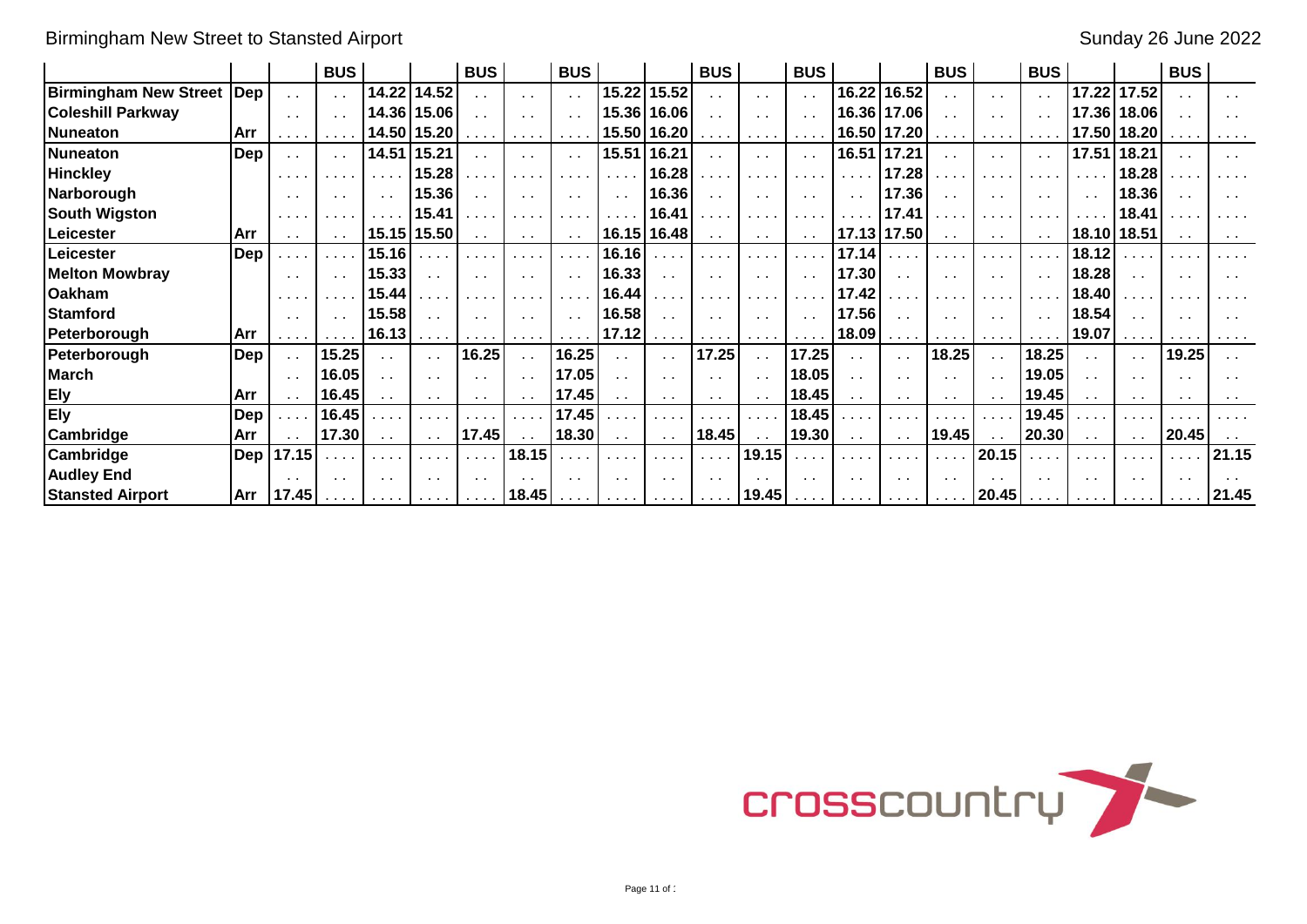# Birmingham New Street to Stansted Airport

Sunday 26 June 2022

| | | | BUS | | | BUS | | BUS | | | BUS | | BUS | | | BUS | | BUS | | | BUS | |
|---|---|---|---|---|---|---|---|---|---|---|---|---|---|---|---|---|---|---|---|---|---|---|
| **Birmingham New Street** | Dep | .. | .. | 14.22 | 14.52 | .. | .. | .. | 15.22 | 15.52 | .. | .. | .. | 16.22 | 16.52 | .. | .. | .. | 17.22 | 17.52 | .. | .. |
| **Coleshill Parkway** | | .. | .. | 14.36 | 15.06 | .. | .. | .. | 15.36 | 16.06 | .. | .. | .. | 16.36 | 17.06 | .. | .. | .. | 17.36 | 18.06 | .. | .. |
| **Nuneaton** | Arr | .... | .... | 14.50 | 15.20 | .... | .... | .... | 15.50 | 16.20 | .... | .... | .... | 16.50 | 17.20 | .... | .... | .... | 17.50 | 18.20 | .... | .... |
| **Nuneaton** | Dep | .. | .. | 14.51 | 15.21 | .. | .. | .. | 15.51 | 16.21 | .. | .. | .. | 16.51 | 17.21 | .. | .. | .. | 17.51 | 18.21 | .. | .. |
| **Hinckley** | | .... | .... | .... | 15.28 | .... | .... | .... | .... | 16.28 | .... | .... | .... | .... | 17.28 | .... | .... | .... | .... | 18.28 | .... | .... |
| **Narborough** | | .. | .. | .. | 15.36 | .. | .. | .. | .. | 16.36 | .. | .. | .. | .. | 17.36 | .. | .. | .. | .. | 18.36 | .. | .. |
| **South Wigston** | | .... | .... | .... | 15.41 | .... | .... | .... | .... | 16.41 | .... | .... | .... | .... | 17.41 | .... | .... | .... | .... | 18.41 | .... | .... |
| **Leicester** | Arr | .. | .. | 15.15 | 15.50 | .. | .. | .. | 16.15 | 16.48 | .. | .. | .. | 17.13 | 17.50 | .. | .. | .. | 18.10 | 18.51 | .. | .. |
| **Leicester** | Dep | .... | .... | 15.16 | .... | .... | .... | .... | 16.16 | .... | .... | .... | .... | 17.14 | .... | .... | .... | .... | 18.12 | .... | .... | .... |
| **Melton Mowbray** | | .. | .. | 15.33 | .. | .. | .. | .. | 16.33 | .. | .. | .. | .. | 17.30 | .. | .. | .. | .. | 18.28 | .. | .. | .. |
| **Oakham** | | .... | .... | 15.44 | .... | .... | .... | .... | 16.44 | .... | .... | .... | .... | 17.42 | .... | .... | .... | .... | 18.40 | .... | .... | .... |
| **Stamford** | | .. | .. | 15.58 | .. | .. | .. | .. | 16.58 | .. | .. | .. | .. | 17.56 | .. | .. | .. | .. | 18.54 | .. | .. | .. |
| **Peterborough** | Arr | .... | .... | 16.13 | .... | .... | .... | .... | 17.12 | .... | .... | .... | .... | 18.09 | .... | .... | .... | .... | 19.07 | .... | .... | .... |
| **Peterborough** | Dep | .. | 15.25 | .. | .. | 16.25 | .. | 16.25 | .. | .. | 17.25 | .. | 17.25 | .. | .. | 18.25 | .. | 18.25 | .. | .. | 19.25 | .. |
| **March** | | .. | 16.05 | .. | .. | .. | .. | 17.05 | .. | .. | .. | .. | 18.05 | .. | .. | .. | .. | 19.05 | .. | .. | .. | .. |
| **Ely** | Arr | .. | 16.45 | .. | .. | .. | .. | 17.45 | .. | .. | .. | .. | 18.45 | .. | .. | .. | .. | 19.45 | .. | .. | .. | .. |
| **Ely** | Dep | .... | 16.45 | .... | .... | .... | .... | 17.45 | .... | .... | .... | .... | 18.45 | .... | .... | .... | .... | 19.45 | .... | .... | .... | .... |
| **Cambridge** | Arr | .. | 17.30 | .. | .. | 17.45 | .. | 18.30 | .. | .. | 18.45 | .. | 19.30 | .. | .. | 19.45 | .. | 20.30 | .. | .. | 20.45 | .. |
| **Cambridge** | Dep | 17.15 | .... | .... | .... | .... | 18.15 | .... | .... | .... | .... | 19.15 | .... | .... | .... | .... | 20.15 | .... | .... | .... | .... | 21.15 |
| **Audley End** | | .. | .. | .. | .. | .. | .. | .. | .. | .. | .. | .. | .. | .. | .. | .. | .. | .. | .. | .. | .. | .. |
| **Stansted Airport** | Arr | 17.45 | .... | .... | .... | .... | 18.45 | .... | .... | .... | .... | 19.45 | .... | .... | .... | .... | 20.45 | .... | .... | .... | .... | 21.45 |

crosscountry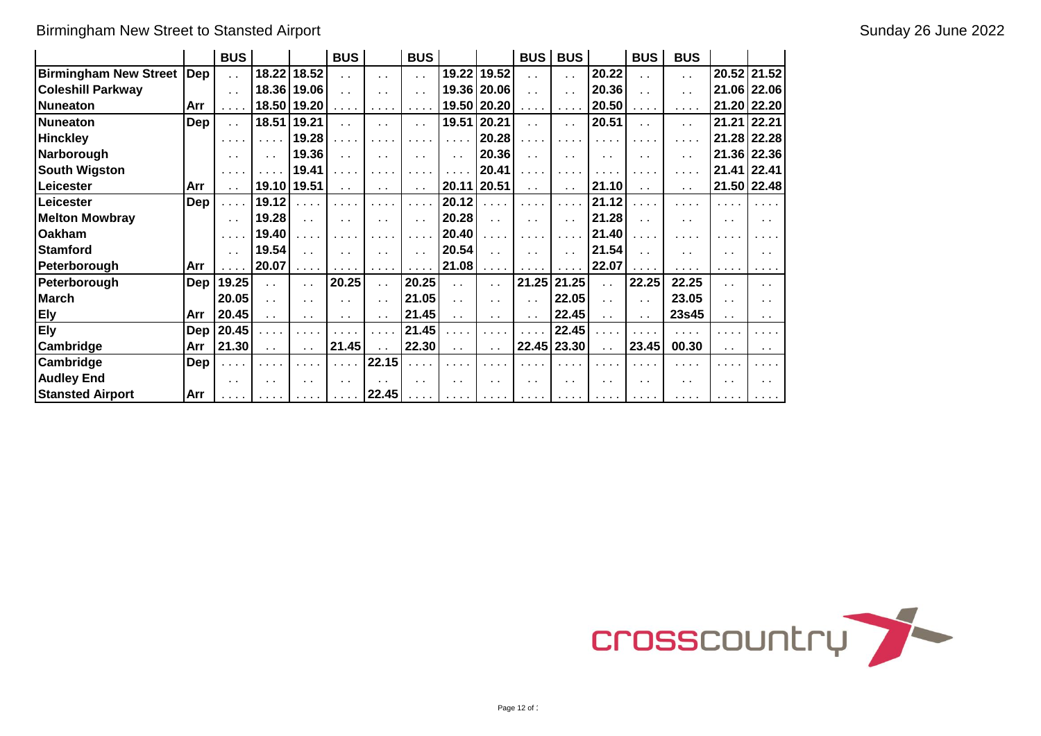Birmingham New Street to Stansted Airport

Sunday 26 June 2022

| | | BUS | | | BUS | | BUS | | | BUS | BUS | | BUS | BUS | | |
|---|---|---|---|---|---|---|---|---|---|---|---|---|---|---|---|---|
| **Birmingham New Street** | Dep | . . | 18.22 | 18.52 | . . | . . | . . | 19.22 | 19.52 | . . | . . | 20.22 | . . | . . | 20.52 | 21.52 |
| **Coleshill Parkway** | | . . | 18.36 | 19.06 | . . | . . | . . | 19.36 | 20.06 | . . | . . | 20.36 | . . | . . | 21.06 | 22.06 |
| **Nuneaton** | Arr | . . . . | 18.50 | 19.20 | . . . . | . . . . | . . . . | 19.50 | 20.20 | . . . . | . . . . | 20.50 | . . . . | . . . . | 21.20 | 22.20 |
| **Nuneaton** | Dep | . . | 18.51 | 19.21 | . . | . . | . . | 19.51 | 20.21 | . . | . . | 20.51 | . . | . . | 21.21 | 22.21 |
| **Hinckley** | | . . . . | . . . . | 19.28 | . . . . | . . . . | . . . . | . . . . | 20.28 | . . . . | . . . . | . . . . | . . . . | . . . . | 21.28 | 22.28 |
| **Narborough** | | . . | . . | 19.36 | . . | . . | . . | . . | 20.36 | . . | . . | . . | . . | . . | 21.36 | 22.36 |
| **South Wigston** | | . . . . | . . . . | 19.41 | . . . . | . . . . | . . . . | . . . . | 20.41 | . . . . | . . . . | . . . . | . . . . | . . . . | 21.41 | 22.41 |
| **Leicester** | Arr | . . | 19.10 | 19.51 | . . | . . | . . | 20.11 | 20.51 | . . | . . | 21.10 | . . | . . | 21.50 | 22.48 |
| **Leicester** | Dep | . . . . | 19.12 | . . . . | . . . . | . . . . | . . . . | 20.12 | . . . . | . . . . | . . . . | 21.12 | . . . . | . . . . | . . . . | . . . . |
| **Melton Mowbray** | | . . | 19.28 | . . | . . | . . | . . | 20.28 | . . | . . | . . | 21.28 | . . | . . | . . | . . |
| **Oakham** | | . . . . | 19.40 | . . . . | . . . . | . . . . | . . . . | 20.40 | . . . . | . . . . | . . . . | 21.40 | . . . . | . . . . | . . . . | . . . . |
| **Stamford** | | . . | 19.54 | . . | . . | . . | . . | 20.54 | . . | . . | . . | 21.54 | . . | . . | . . | . . |
| **Peterborough** | Arr | . . . . | 20.07 | . . . . | . . . . | . . . . | . . . . | 21.08 | . . . . | . . . . | . . . . | 22.07 | . . . . | . . . . | . . . . | . . . . |
| **Peterborough** | Dep | 19.25 | . . | . . | 20.25 | . . | 20.25 | . . | . . | 21.25 | 21.25 | . . | 22.25 | 22.25 | . . | . . |
| **March** | | 20.05 | . . | . . | . . | . . | 21.05 | . . | . . | . . | 22.05 | . . | . . | 23.05 | . . | . . |
| **Ely** | Arr | 20.45 | . . | . . | . . | . . | 21.45 | . . | . . | . . | 22.45 | . . | . . | 23s45 | . . | . . |
| **Ely** | Dep | 20.45 | . . . . | . . . . | . . . . | . . . . | 21.45 | . . . . | . . . . | . . . . | 22.45 | . . . . | . . . . | . . . . | . . . . | . . . . |
| **Cambridge** | Arr | 21.30 | . . | . . | 21.45 | . . | 22.30 | . . | . . | 22.45 | 23.30 | . . | 23.45 | 00.30 | . . | . . |
| **Cambridge** | Dep | . . . . | . . . . | . . . . | . . . . | 22.15 | . . . . | . . . . | . . . . | . . . . | . . . . | . . . . | . . . . | . . . . | . . . . | . . . . |
| **Audley End** | | . . | . . | . . | . . | . . | . . | . . | . . | . . | . . | . . | . . | . . | . . | . . |
| **Stansted Airport** | Arr | . . . . | . . . . | . . . . | . . . . | 22.45 | . . . . | . . . . | . . . . | . . . . | . . . . | . . . . | . . . . | . . . . | . . . . | . . . . |

crosscountry